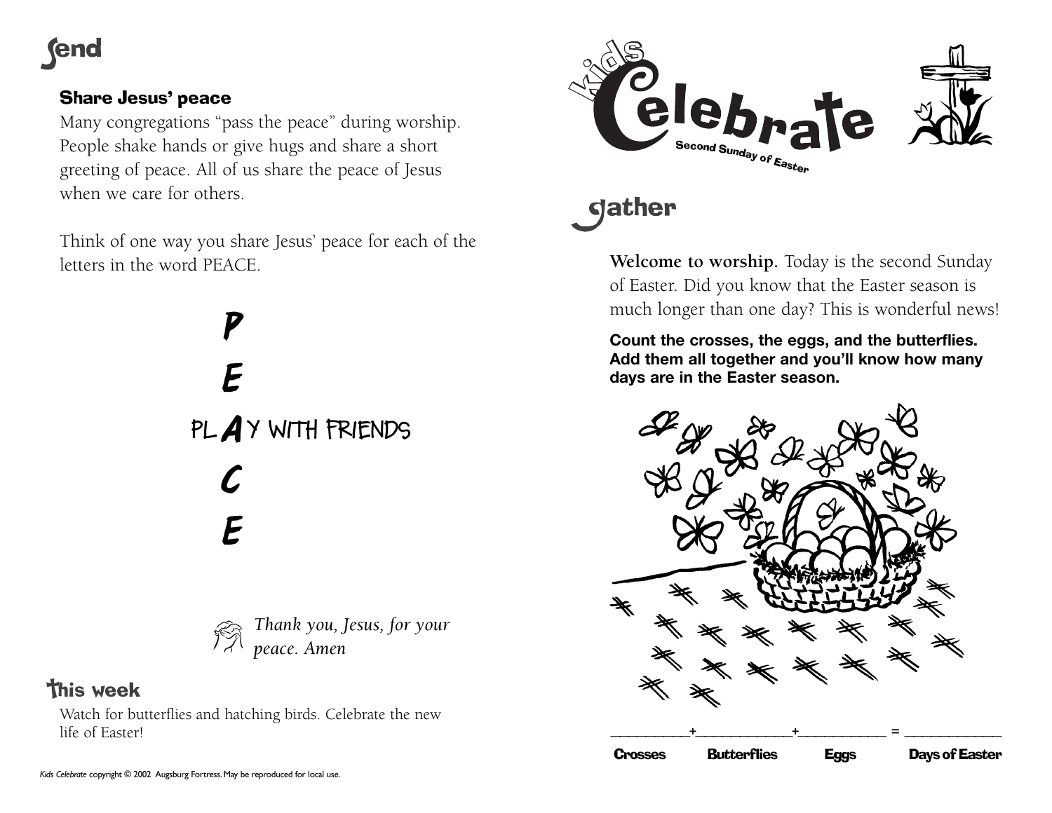# send

### Share Jesus' peace

Many congregations "pass the peace" during worship. People shake hands or give hugs and share a short greeting of peace. All of us share the peace of Jesus when we care for others.

Think of one way you share Jesus' peace for each of the letters in the word PEACE.

P

E

PLAY WITH FRIENDS

C

E

*Thank you, Jesus, for your peace. Amen*

## This week

Watch for butterflies and hatching birds. Celebrate the new life of Easter!

*Kids Celebrate* copyright © 2002 Augsburg Fortress. May be reproduced for local use.

# Kids Celebrate

Second Sunday of Easter

# gather

**Welcome to worship.** Today is the second Sunday of Easter. Did you know that the Easter season is much longer than one day? This is wonderful news!

**Count the crosses, the eggs, and the butterflies. Add them all together and you'll know how many days are in the Easter season.**

\_\_\_\_\_\_\_\_ + \_\_\_\_\_\_\_\_ + \_\_\_\_\_\_\_\_ = \_\_\_\_\_\_\_\_

Crosses  Butterflies  Eggs  Days of Easter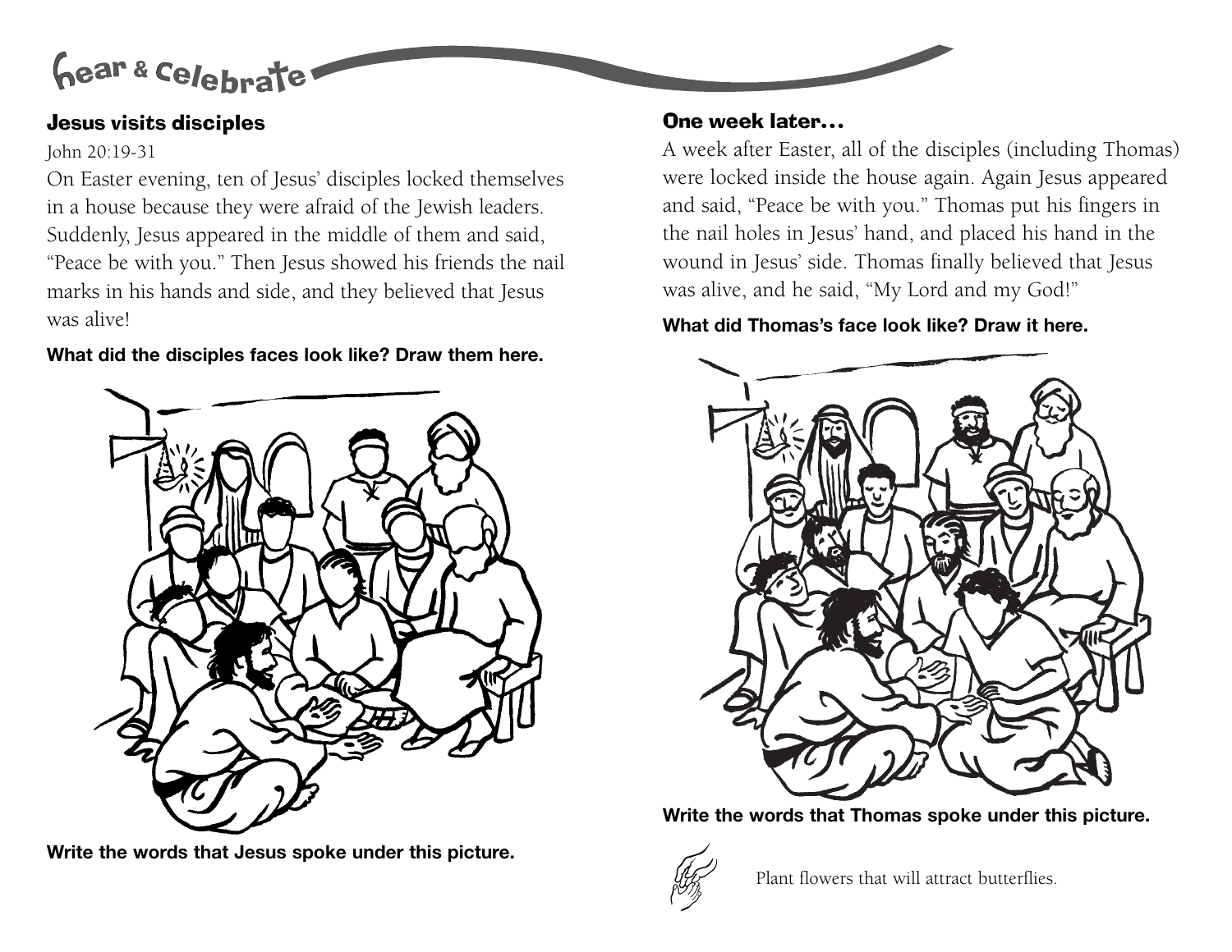# hear & celebrate

## Jesus visits disciples

John 20:19-31

On Easter evening, ten of Jesus' disciples locked themselves in a house because they were afraid of the Jewish leaders. Suddenly, Jesus appeared in the middle of them and said, "Peace be with you." Then Jesus showed his friends the nail marks in his hands and side, and they believed that Jesus was alive!

**What did the disciples faces look like? Draw them here.**

**Write the words that Jesus spoke under this picture.**

## One week later…

A week after Easter, all of the disciples (including Thomas) were locked inside the house again. Again Jesus appeared and said, "Peace be with you." Thomas put his fingers in the nail holes in Jesus' hand, and placed his hand in the wound in Jesus' side. Thomas finally believed that Jesus was alive, and he said, "My Lord and my God!"

**What did Thomas's face look like? Draw it here.**

**Write the words that Thomas spoke under this picture.**

Plant flowers that will attract butterflies.